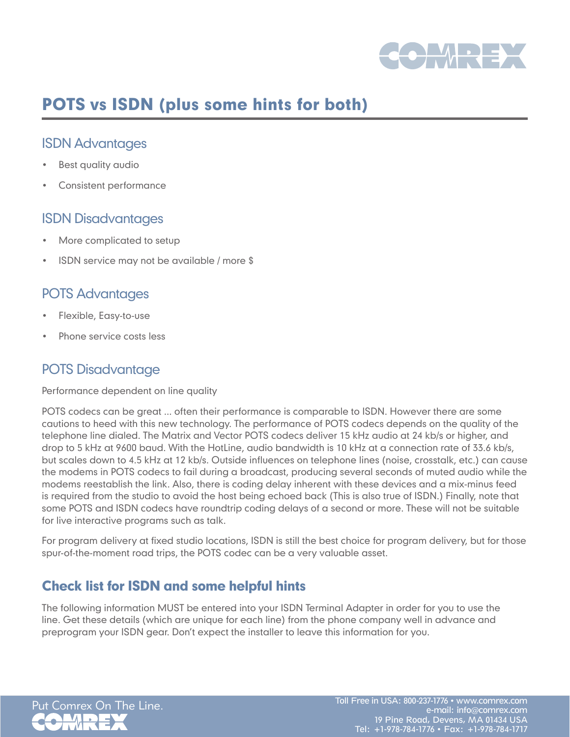# POTS vs ISDN (plus some hints for both)

## ISDN Advantages

- Best quality audio
- Consistent performance

## ISDN Disadvantages

- More complicated to setup
- ISDN service may not be available / more $

## POTS Advantages

- Flexible, Easy-to-use
- Phone service costs less

## POTS Disadvantage

Performance dependent on line quality

POTS codecs can be great ... often their performance is comparable to ISDN. However there are some cautions to heed with this new technology. The performance of POTS codecs depends on the quality of the telephone line dialed. The Matrix and Vector POTS codecs deliver 15 kHz audio at 24 kb/s or higher, and drop to 5 kHz at 9600 baud. With the HotLine, audio bandwidth is 10 kHz at a connection rate of 33.6 kb/s, but scales down to 4.5 kHz at 12 kb/s. Outside influences on telephone lines (noise, crosstalk, etc.) can cause the modems in POTS codecs to fail during a broadcast, producing several seconds of muted audio while the modems reestablish the link. Also, there is coding delay inherent with these devices and a mix-minus feed is required from the studio to avoid the host being echoed back (This is also true of ISDN.) Finally, note that some POTS and ISDN codecs have roundtrip coding delays of a second or more. These will not be suitable for live interactive programs such as talk.

For program delivery at fixed studio locations, ISDN is still the best choice for program delivery, but for those spur-of-the-moment road trips, the POTS codec can be a very valuable asset.

## Check list for ISDN and some helpful hints

The following information MUST be entered into your ISDN Terminal Adapter in order for you to use the line. Get these details (which are unique for each line) from the phone company well in advance and preprogram your ISDN gear. Don't expect the installer to leave this information for you.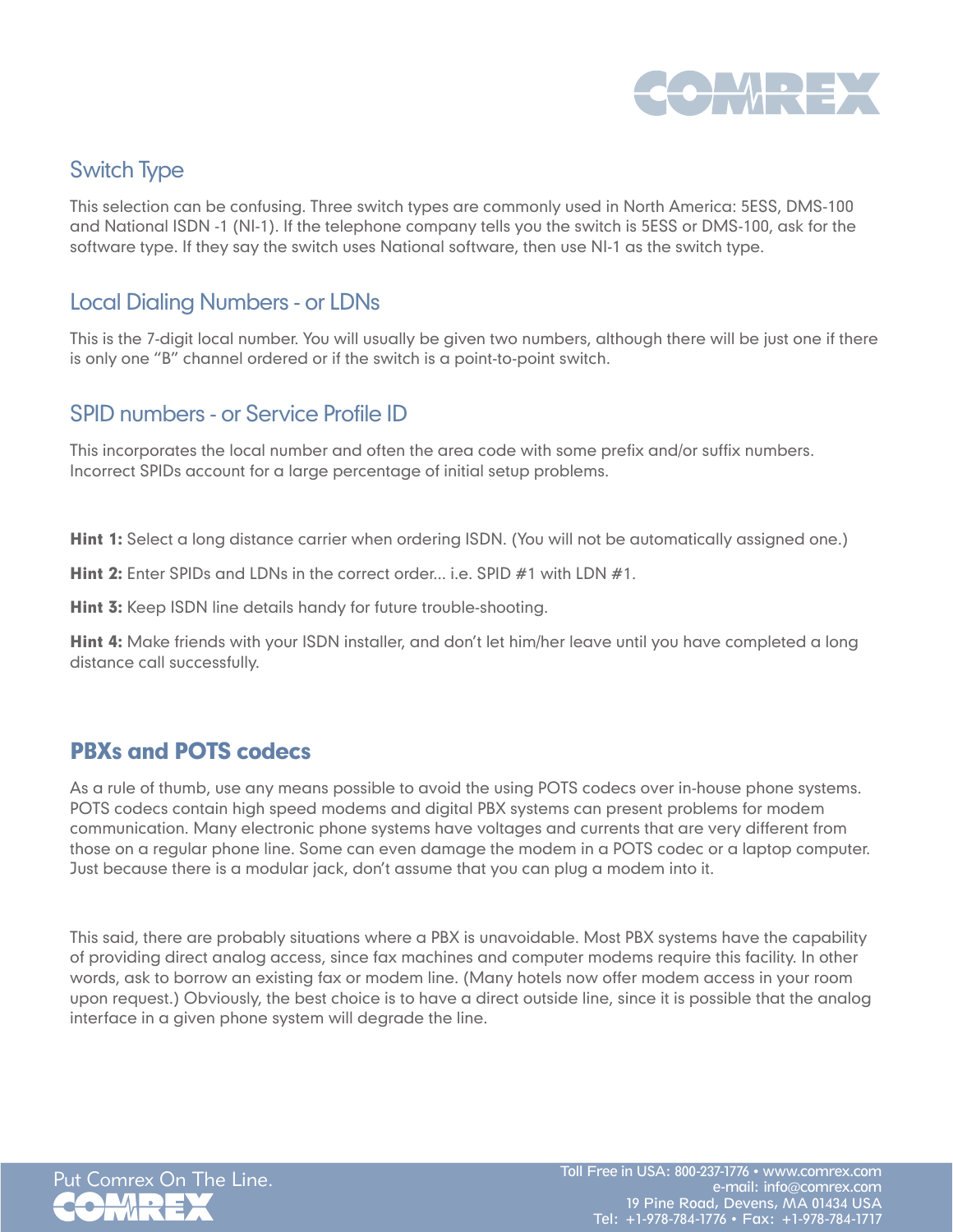## Switch Type

This selection can be confusing. Three switch types are commonly used in North America: 5ESS, DMS-100 and National ISDN -1 (NI-1). If the telephone company tells you the switch is 5ESS or DMS-100, ask for the software type. If they say the switch uses National software, then use NI-1 as the switch type.

## Local Dialing Numbers - or LDNs

This is the 7-digit local number. You will usually be given two numbers, although there will be just one if there is only one "B" channel ordered or if the switch is a point-to-point switch.

## SPID numbers - or Service Profile ID

This incorporates the local number and often the area code with some prefix and/or suffix numbers. Incorrect SPIDs account for a large percentage of initial setup problems.

**Hint 1:** Select a long distance carrier when ordering ISDN. (You will not be automatically assigned one.)

**Hint 2:** Enter SPIDs and LDNs in the correct order... i.e. SPID #1 with LDN #1.

**Hint 3:** Keep ISDN line details handy for future trouble-shooting.

**Hint 4:** Make friends with your ISDN installer, and don't let him/her leave until you have completed a long distance call successfully.

## PBXs and POTS codecs

As a rule of thumb, use any means possible to avoid the using POTS codecs over in-house phone systems. POTS codecs contain high speed modems and digital PBX systems can present problems for modem communication. Many electronic phone systems have voltages and currents that are very different from those on a regular phone line. Some can even damage the modem in a POTS codec or a laptop computer. Just because there is a modular jack, don't assume that you can plug a modem into it.

This said, there are probably situations where a PBX is unavoidable. Most PBX systems have the capability of providing direct analog access, since fax machines and computer modems require this facility. In other words, ask to borrow an existing fax or modem line. (Many hotels now offer modem access in your room upon request.) Obviously, the best choice is to have a direct outside line, since it is possible that the analog interface in a given phone system will degrade the line.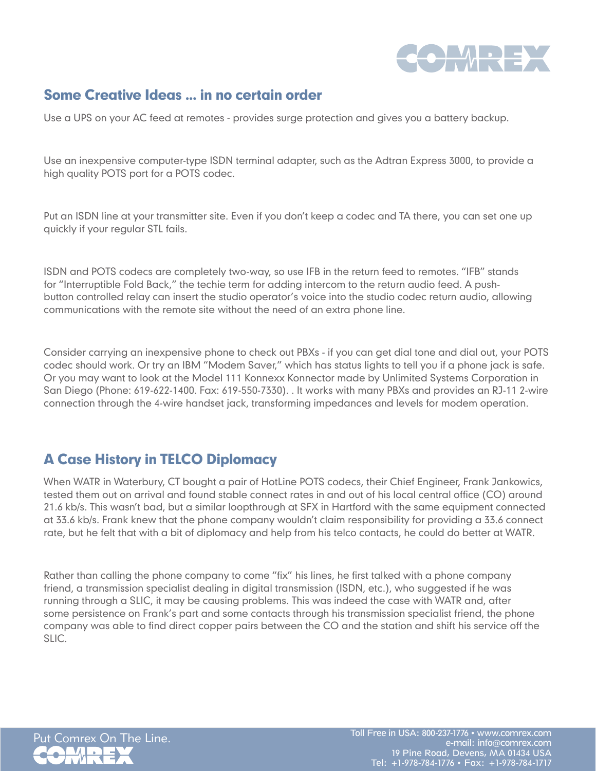## Some Creative Ideas ... in no certain order

Use a UPS on your AC feed at remotes - provides surge protection and gives you a battery backup.

Use an inexpensive computer-type ISDN terminal adapter, such as the Adtran Express 3000, to provide a high quality POTS port for a POTS codec.

Put an ISDN line at your transmitter site. Even if you don't keep a codec and TA there, you can set one up quickly if your regular STL fails.

ISDN and POTS codecs are completely two-way, so use IFB in the return feed to remotes. "IFB" stands for "Interruptible Fold Back," the techie term for adding intercom to the return audio feed. A push-button controlled relay can insert the studio operator's voice into the studio codec return audio, allowing communications with the remote site without the need of an extra phone line.

Consider carrying an inexpensive phone to check out PBXs - if you can get dial tone and dial out, your POTS codec should work. Or try an IBM "Modem Saver," which has status lights to tell you if a phone jack is safe. Or you may want to look at the Model 111 Konnexx Konnector made by Unlimited Systems Corporation in San Diego (Phone: 619-622-1400. Fax: 619-550-7330). . It works with many PBXs and provides an RJ-11 2-wire connection through the 4-wire handset jack, transforming impedances and levels for modem operation.

## A Case History in TELCO Diplomacy

When WATR in Waterbury, CT bought a pair of HotLine POTS codecs, their Chief Engineer, Frank Jankowics, tested them out on arrival and found stable connect rates in and out of his local central office (CO) around 21.6 kb/s. This wasn't bad, but a similar loopthrough at SFX in Hartford with the same equipment connected at 33.6 kb/s. Frank knew that the phone company wouldn't claim responsibility for providing a 33.6 connect rate, but he felt that with a bit of diplomacy and help from his telco contacts, he could do better at WATR.

Rather than calling the phone company to come "fix" his lines, he first talked with a phone company friend, a transmission specialist dealing in digital transmission (ISDN, etc.), who suggested if he was running through a SLIC, it may be causing problems. This was indeed the case with WATR and, after some persistence on Frank's part and some contacts through his transmission specialist friend, the phone company was able to find direct copper pairs between the CO and the station and shift his service off the SLIC.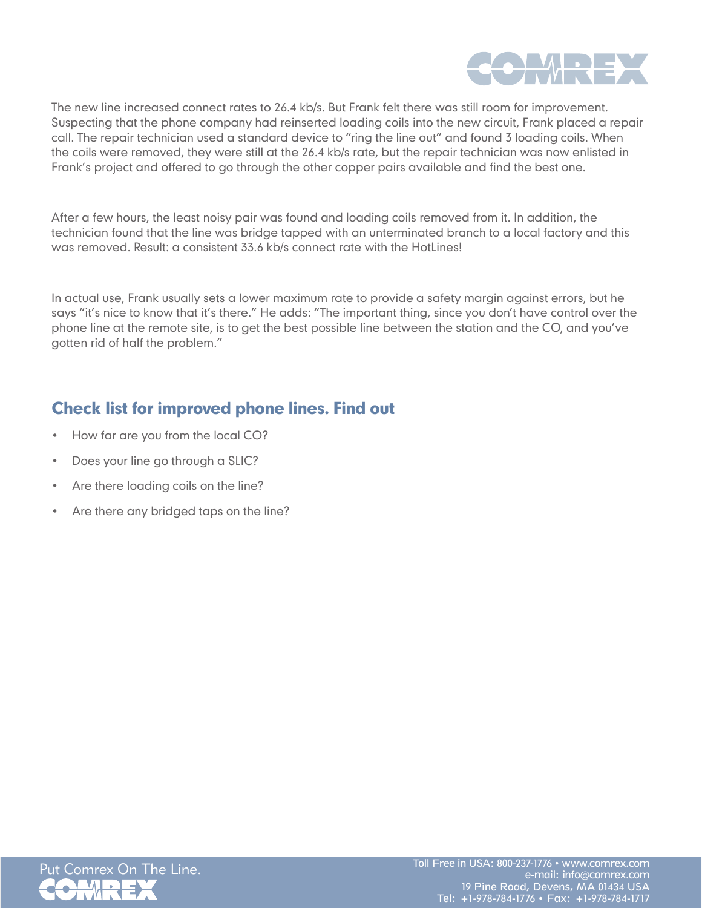The new line increased connect rates to 26.4 kb/s. But Frank felt there was still room for improvement. Suspecting that the phone company had reinserted loading coils into the new circuit, Frank placed a repair call. The repair technician used a standard device to "ring the line out" and found 3 loading coils. When the coils were removed, they were still at the 26.4 kb/s rate, but the repair technician was now enlisted in Frank's project and offered to go through the other copper pairs available and find the best one.

After a few hours, the least noisy pair was found and loading coils removed from it. In addition, the technician found that the line was bridge tapped with an unterminated branch to a local factory and this was removed. Result: a consistent 33.6 kb/s connect rate with the HotLines!

In actual use, Frank usually sets a lower maximum rate to provide a safety margin against errors, but he says "it's nice to know that it's there." He adds: "The important thing, since you don't have control over the phone line at the remote site, is to get the best possible line between the station and the CO, and you've gotten rid of half the problem."

## Check list for improved phone lines. Find out

- How far are you from the local CO?
- Does your line go through a SLIC?
- Are there loading coils on the line?
- Are there any bridged taps on the line?

Put Comrex On The Line.

Toll Free in USA: 800-237-1776 • www.comrex.com
e-mail: info@comrex.com
19 Pine Road, Devens, MA 01434 USA
Tel: +1-978-784-1776 • Fax: +1-978-784-1717